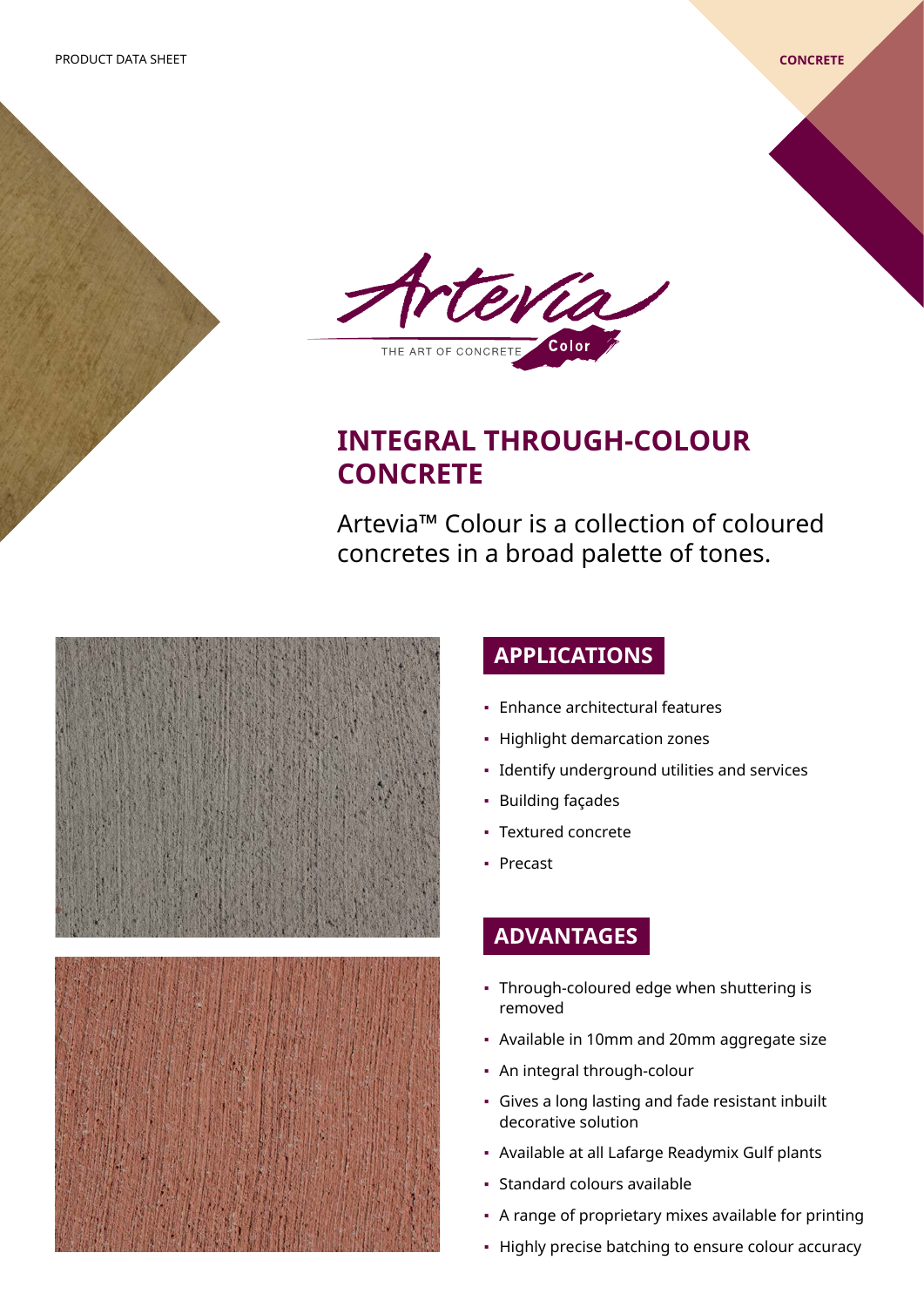PRODUCT DATA SHEET

CONCRETE

Artevia Color

THE ART OF CONCRETE

# INTEGRAL THROUGH-COLOUR CONCRETE

Artevia™ Colour is a collection of coloured concretes in a broad palette of tones.

## APPLICATIONS

- Enhance architectural features
- Highlight demarcation zones
- Identify underground utilities and services
- Building façades
- Textured concrete
- Precast

## ADVANTAGES

- Through-coloured edge when shuttering is removed
- Available in 10mm and 20mm aggregate size
- An integral through-colour
- Gives a long lasting and fade resistant inbuilt decorative solution
- Available at all Lafarge Readymix Gulf plants
- Standard colours available
- A range of proprietary mixes available for printing
- Highly precise batching to ensure colour accuracy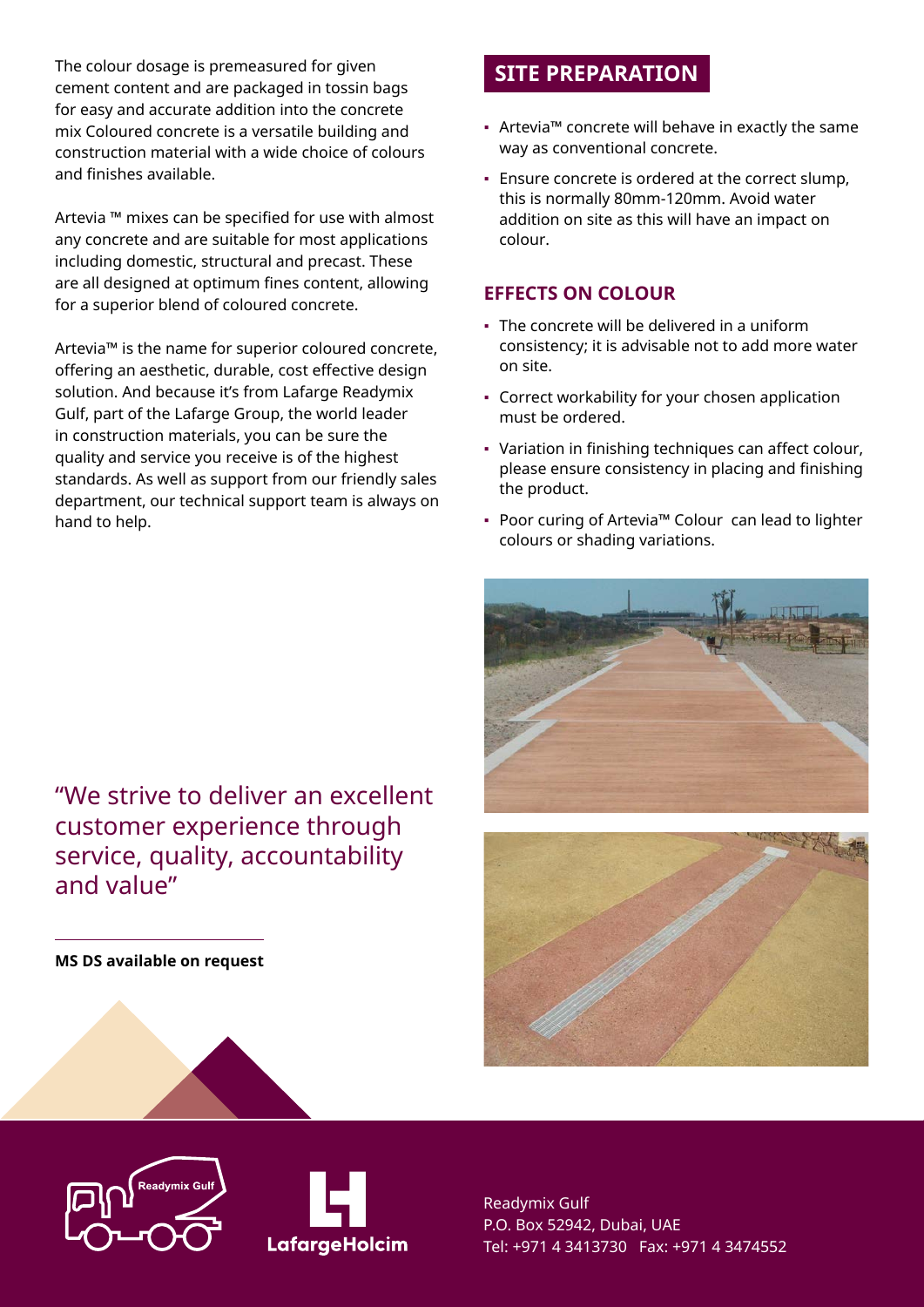The colour dosage is premeasured for given cement content and are packaged in tossin bags for easy and accurate addition into the concrete mix Coloured concrete is a versatile building and construction material with a wide choice of colours and finishes available.

Artevia ™ mixes can be specified for use with almost any concrete and are suitable for most applications including domestic, structural and precast. These are all designed at optimum fines content, allowing for a superior blend of coloured concrete.

Artevia™ is the name for superior coloured concrete, offering an aesthetic, durable, cost effective design solution. And because it's from Lafarge Readymix Gulf, part of the Lafarge Group, the world leader in construction materials, you can be sure the quality and service you receive is of the highest standards. As well as support from our friendly sales department, our technical support team is always on hand to help.

"We strive to deliver an excellent customer experience through service, quality, accountability and value"

**MS DS available on request**

## SITE PREPARATION

- Artevia™ concrete will behave in exactly the same way as conventional concrete.
- Ensure concrete is ordered at the correct slump, this is normally 80mm-120mm. Avoid water addition on site as this will have an impact on colour.

### EFFECTS ON COLOUR

- The concrete will be delivered in a uniform consistency; it is advisable not to add more water on site.
- Correct workability for your chosen application must be ordered.
- Variation in finishing techniques can affect colour, please ensure consistency in placing and finishing the product.
- Poor curing of Artevia™ Colour can lead to lighter colours or shading variations.

Readymix Gulf
P.O. Box 52942, Dubai, UAE
Tel: +971 4 3413730 Fax: +971 4 3474552